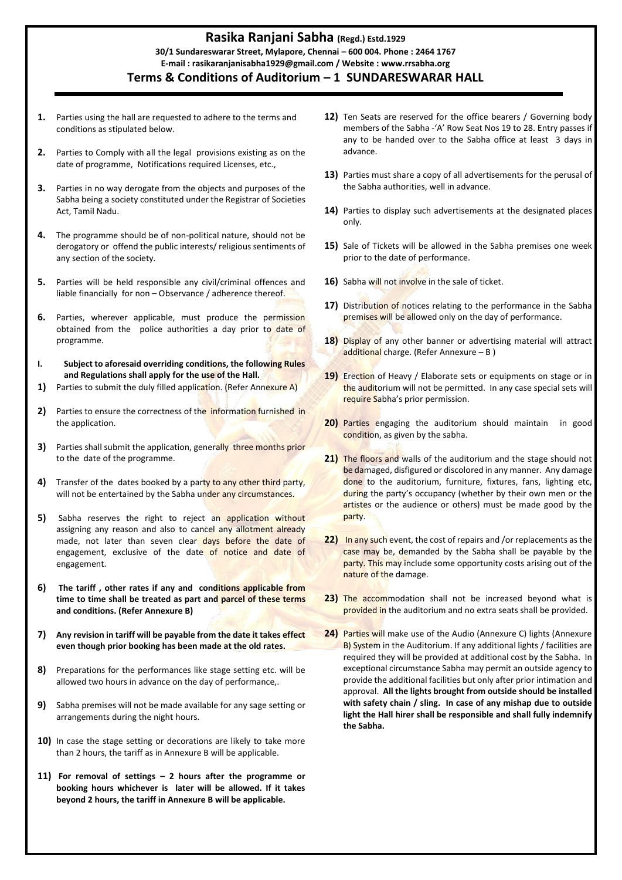# Rasika Ranjani Sabha (Regd.) Estd.1929

**30/1 Sundareswarar Street, Mylapore, Chennai – 600 004. Phone : 2464 1767**

**E-mail : rasikaranjanisabha1929@gmail.com / Website : www.rrsabha.org**

## Terms & Conditions of Auditorium – 1 SUNDARESWARAR HALL

**1.** Parties using the hall are requested to adhere to the terms and conditions as stipulated below.

**2.** Parties to Comply with all the legal provisions existing as on the date of programme, Notifications required Licenses, etc.,

**3.** Parties in no way derogate from the objects and purposes of the Sabha being a society constituted under the Registrar of Societies Act, Tamil Nadu.

**4.** The programme should be of non-political nature, should not be derogatory or offend the public interests/ religious sentiments of any section of the society.

**5.** Parties will be held responsible any civil/criminal offences and liable financially for non – Observance / adherence thereof.

**6.** Parties, wherever applicable, must produce the permission obtained from the police authorities a day prior to date of programme.

**I. Subject to aforesaid overriding conditions, the following Rules and Regulations shall apply for the use of the Hall.**

**1)** Parties to submit the duly filled application. (Refer Annexure A)

**2)** Parties to ensure the correctness of the information furnished in the application.

**3)** Parties shall submit the application, generally three months prior to the date of the programme.

**4)** Transfer of the dates booked by a party to any other third party, will not be entertained by the Sabha under any circumstances.

**5)** Sabha reserves the right to reject an application without assigning any reason and also to cancel any allotment already made, not later than seven clear days before the date of engagement, exclusive of the date of notice and date of engagement.

**6) The tariff , other rates if any and conditions applicable from time to time shall be treated as part and parcel of these terms and conditions. (Refer Annexure B)**

**7) Any revision in tariff will be payable from the date it takes effect even though prior booking has been made at the old rates.**

**8)** Preparations for the performances like stage setting etc. will be allowed two hours in advance on the day of performance,.

**9)** Sabha premises will not be made available for any sage setting or arrangements during the night hours.

**10)** In case the stage setting or decorations are likely to take more than 2 hours, the tariff as in Annexure B will be applicable.

**11) For removal of settings – 2 hours after the programme or booking hours whichever is later will be allowed. If it takes beyond 2 hours, the tariff in Annexure B will be applicable.**

**12)** Ten Seats are reserved for the office bearers / Governing body members of the Sabha -'A' Row Seat Nos 19 to 28. Entry passes if any to be handed over to the Sabha office at least 3 days in advance.

**13)** Parties must share a copy of all advertisements for the perusal of the Sabha authorities, well in advance.

**14)** Parties to display such advertisements at the designated places only.

**15)** Sale of Tickets will be allowed in the Sabha premises one week prior to the date of performance.

**16)** Sabha will not involve in the sale of ticket.

**17)** Distribution of notices relating to the performance in the Sabha premises will be allowed only on the day of performance.

**18)** Display of any other banner or advertising material will attract additional charge. (Refer Annexure – B )

**19)** Erection of Heavy / Elaborate sets or equipments on stage or in the auditorium will not be permitted. In any case special sets will require Sabha's prior permission.

**20)** Parties engaging the auditorium should maintain in good condition, as given by the sabha.

**21)** The floors and walls of the auditorium and the stage should not be damaged, disfigured or discolored in any manner. Any damage done to the auditorium, furniture, fixtures, fans, lighting etc, during the party's occupancy (whether by their own men or the artistes or the audience or others) must be made good by the party.

**22)** In any such event, the cost of repairs and /or replacements as the case may be, demanded by the Sabha shall be payable by the party. This may include some opportunity costs arising out of the nature of the damage.

**23)** The accommodation shall not be increased beyond what is provided in the auditorium and no extra seats shall be provided.

**24)** Parties will make use of the Audio (Annexure C) lights (Annexure B) System in the Auditorium. If any additional lights / facilities are required they will be provided at additional cost by the Sabha. In exceptional circumstance Sabha may permit an outside agency to provide the additional facilities but only after prior intimation and approval. **All the lights brought from outside should be installed with safety chain / sling. In case of any mishap due to outside light the Hall hirer shall be responsible and shall fully indemnify the Sabha.**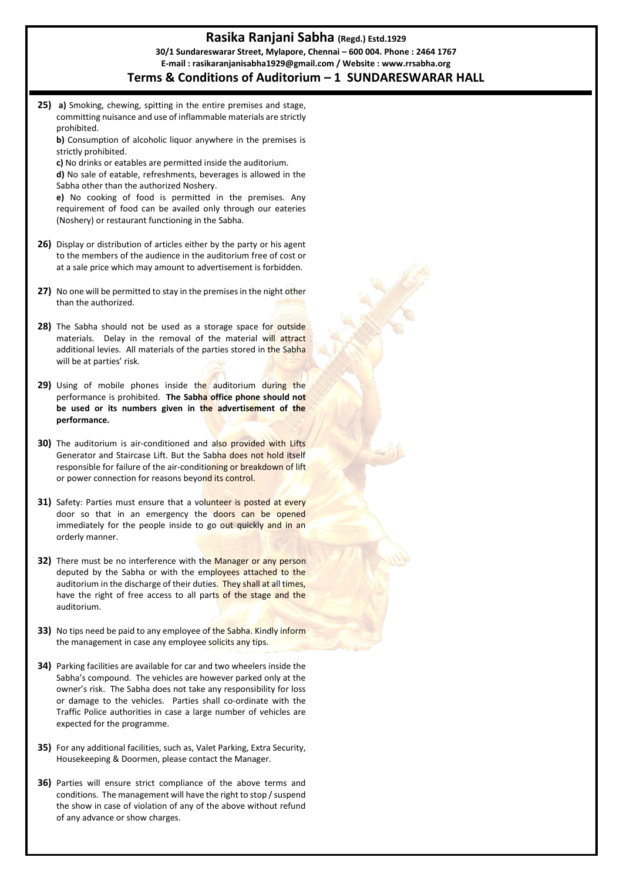# Rasika Ranjani Sabha (Regd.) Estd.1929

**30/1 Sundareswarar Street, Mylapore, Chennai – 600 004. Phone : 2464 1767**

**E-mail : rasikaranjanisabha1929@gmail.com / Website : www.rrsabha.org**

## Terms & Conditions of Auditorium – 1 SUNDARESWARAR HALL

**25)** **a)** Smoking, chewing, spitting in the entire premises and stage, committing nuisance and use of inflammable materials are strictly prohibited.

**b)** Consumption of alcoholic liquor anywhere in the premises is strictly prohibited.

**c)** No drinks or eatables are permitted inside the auditorium.

**d)** No sale of eatable, refreshments, beverages is allowed in the Sabha other than the authorized Noshery.

**e)** No cooking of food is permitted in the premises. Any requirement of food can be availed only through our eateries (Noshery) or restaurant functioning in the Sabha.

**26)** Display or distribution of articles either by the party or his agent to the members of the audience in the auditorium free of cost or at a sale price which may amount to advertisement is forbidden.

**27)** No one will be permitted to stay in the premises in the night other than the authorized.

**28)** The Sabha should not be used as a storage space for outside materials. Delay in the removal of the material will attract additional levies. All materials of the parties stored in the Sabha will be at parties' risk.

**29)** Using of mobile phones inside the auditorium during the performance is prohibited. **The Sabha office phone should not be used or its numbers given in the advertisement of the performance.**

**30)** The auditorium is air-conditioned and also provided with Lifts Generator and Staircase Lift. But the Sabha does not hold itself responsible for failure of the air-conditioning or breakdown of lift or power connection for reasons beyond its control.

**31)** Safety: Parties must ensure that a volunteer is posted at every door so that in an emergency the doors can be opened immediately for the people inside to go out quickly and in an orderly manner.

**32)** There must be no interference with the Manager or any person deputed by the Sabha or with the employees attached to the auditorium in the discharge of their duties. They shall at all times, have the right of free access to all parts of the stage and the auditorium.

**33)** No tips need be paid to any employee of the Sabha. Kindly inform the management in case any employee solicits any tips.

**34)** Parking facilities are available for car and two wheelers inside the Sabha's compound. The vehicles are however parked only at the owner's risk. The Sabha does not take any responsibility for loss or damage to the vehicles. Parties shall co-ordinate with the Traffic Police authorities in case a large number of vehicles are expected for the programme.

**35)** For any additional facilities, such as, Valet Parking, Extra Security, Housekeeping & Doormen, please contact the Manager.

**36)** Parties will ensure strict compliance of the above terms and conditions. The management will have the right to stop / suspend the show in case of violation of any of the above without refund of any advance or show charges.